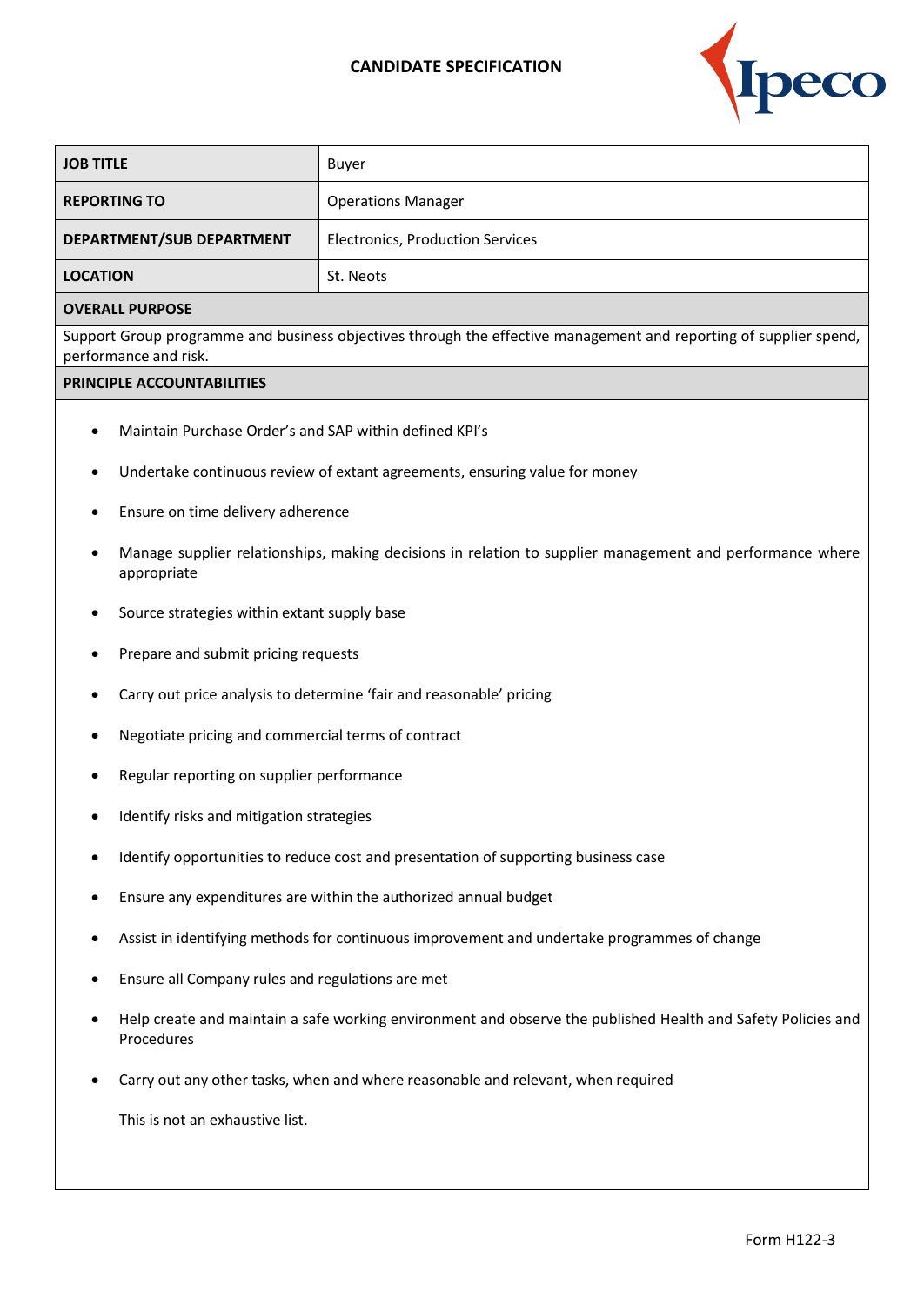# CANDIDATE SPECIFICATION

| JOB TITLE | Buyer |
|---|---|
| REPORTING TO | Operations Manager |
| DEPARTMENT/SUB DEPARTMENT | Electronics, Production Services |
| LOCATION | St. Neots |

**OVERALL PURPOSE**

Support Group programme and business objectives through the effective management and reporting of supplier spend, performance and risk.

**PRINCIPLE ACCOUNTABILITIES**

- Maintain Purchase Order's and SAP within defined KPI's
- Undertake continuous review of extant agreements, ensuring value for money
- Ensure on time delivery adherence
- Manage supplier relationships, making decisions in relation to supplier management and performance where appropriate
- Source strategies within extant supply base
- Prepare and submit pricing requests
- Carry out price analysis to determine 'fair and reasonable' pricing
- Negotiate pricing and commercial terms of contract
- Regular reporting on supplier performance
- Identify risks and mitigation strategies
- Identify opportunities to reduce cost and presentation of supporting business case
- Ensure any expenditures are within the authorized annual budget
- Assist in identifying methods for continuous improvement and undertake programmes of change
- Ensure all Company rules and regulations are met
- Help create and maintain a safe working environment and observe the published Health and Safety Policies and Procedures
- Carry out any other tasks, when and where reasonable and relevant, when required

This is not an exhaustive list.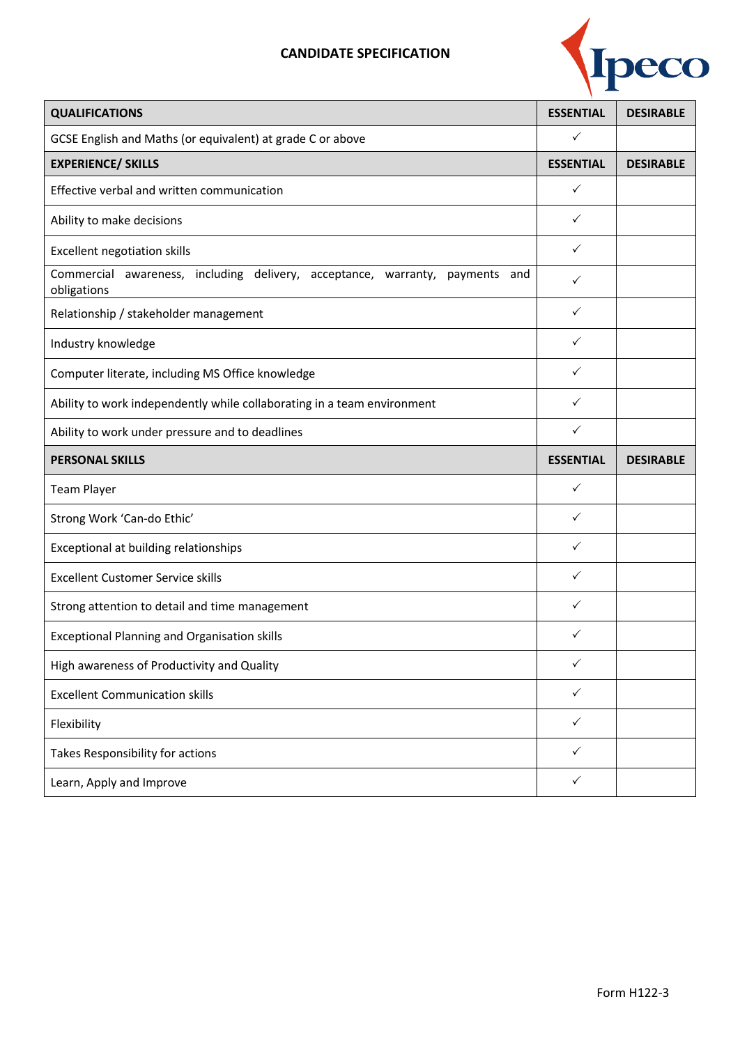## CANDIDATE SPECIFICATION

| QUALIFICATIONS | ESSENTIAL | DESIRABLE |
|---|---|---|
| GCSE English and Maths (or equivalent) at grade C or above | ✓ | |
| **EXPERIENCE/ SKILLS** | **ESSENTIAL** | **DESIRABLE** |
| Effective verbal and written communication | ✓ | |
| Ability to make decisions | ✓ | |
| Excellent negotiation skills | ✓ | |
| Commercial awareness, including delivery, acceptance, warranty, payments and obligations | ✓ | |
| Relationship / stakeholder management | ✓ | |
| Industry knowledge | ✓ | |
| Computer literate, including MS Office knowledge | ✓ | |
| Ability to work independently while collaborating in a team environment | ✓ | |
| Ability to work under pressure and to deadlines | ✓ | |
| **PERSONAL SKILLS** | **ESSENTIAL** | **DESIRABLE** |
| Team Player | ✓ | |
| Strong Work 'Can-do Ethic' | ✓ | |
| Exceptional at building relationships | ✓ | |
| Excellent Customer Service skills | ✓ | |
| Strong attention to detail and time management | ✓ | |
| Exceptional Planning and Organisation skills | ✓ | |
| High awareness of Productivity and Quality | ✓ | |
| Excellent Communication skills | ✓ | |
| Flexibility | ✓ | |
| Takes Responsibility for actions | ✓ | |
| Learn, Apply and Improve | ✓ | |

Form H122-3